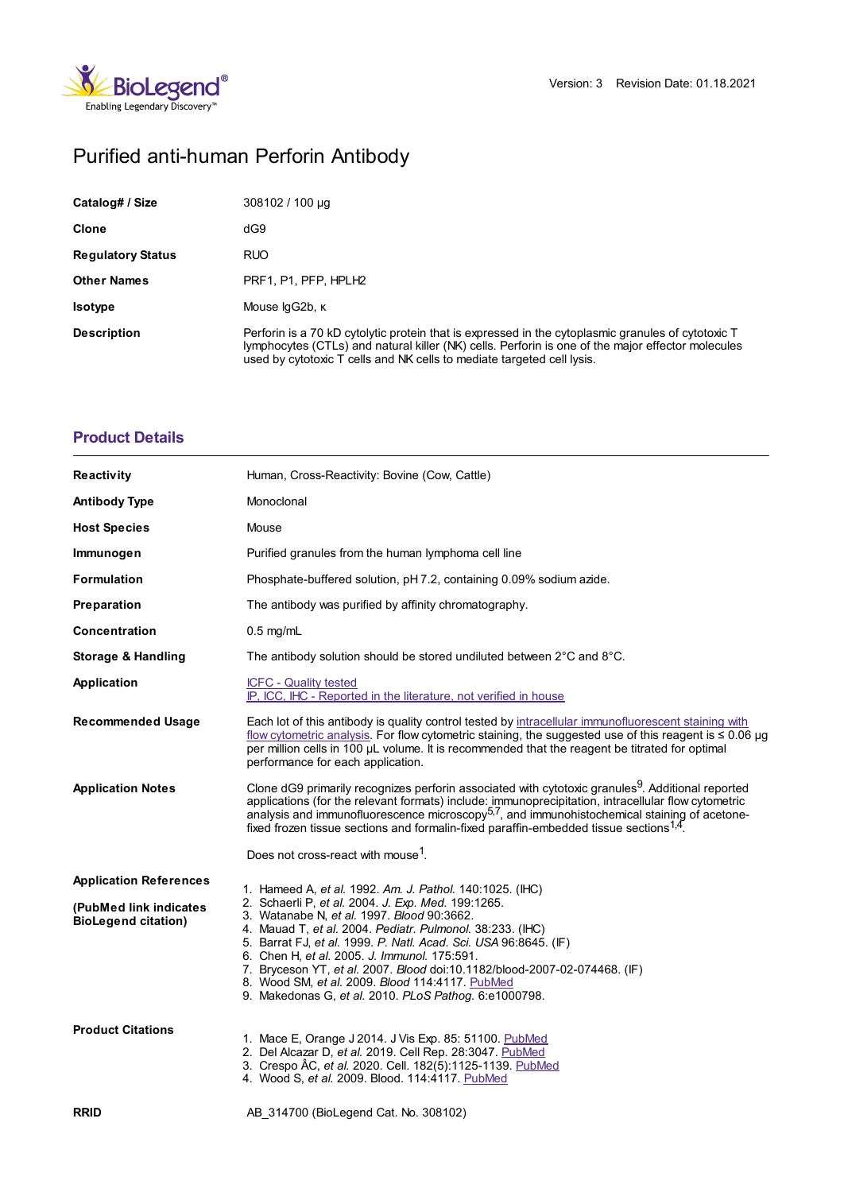Version: 3 Revision Date: 01.18.2021

# Purified anti-human Perforin Antibody

| | |
|---|---|
| **Catalog# / Size** | 308102 / 100 µg |
| **Clone** | dG9 |
| **Regulatory Status** | RUO |
| **Other Names** | PRF1, P1, PFP, HPLH2 |
| **Isotype** | Mouse IgG2b, κ |
| **Description** | Perforin is a 70 kD cytolytic protein that is expressed in the cytoplasmic granules of cytotoxic T lymphocytes (CTLs) and natural killer (NK) cells. Perforin is one of the major effector molecules used by cytotoxic T cells and NK cells to mediate targeted cell lysis. |

## Product Details

| | |
|---|---|
| **Reactivity** | Human, Cross-Reactivity: Bovine (Cow, Cattle) |
| **Antibody Type** | Monoclonal |
| **Host Species** | Mouse |
| **Immunogen** | Purified granules from the human lymphoma cell line |
| **Formulation** | Phosphate-buffered solution, pH 7.2, containing 0.09% sodium azide. |
| **Preparation** | The antibody was purified by affinity chromatography. |
| **Concentration** | 0.5 mg/mL |
| **Storage & Handling** | The antibody solution should be stored undiluted between 2°C and 8°C. |
| **Application** | ICFC - Quality tested<br>IP, ICC, IHC - Reported in the literature, not verified in house |
| **Recommended Usage** | Each lot of this antibody is quality control tested by intracellular immunofluorescent staining with flow cytometric analysis. For flow cytometric staining, the suggested use of this reagent is ≤ 0.06 µg per million cells in 100 µL volume. It is recommended that the reagent be titrated for optimal performance for each application. |
| **Application Notes** | Clone dG9 primarily recognizes perforin associated with cytotoxic granules[9]. Additional reported applications (for the relevant formats) include: immunoprecipitation, intracellular flow cytometric analysis and immunofluorescence microscopy[5,7], and immunohistochemical staining of acetone-fixed frozen tissue sections and formalin-fixed paraffin-embedded tissue sections[1,4].<br><br>Does not cross-react with mouse[1]. |
| **Application References**<br><br>**(PubMed link indicates BioLegend citation)** | 1. Hameed A, *et al.* 1992. *Am. J. Pathol.* 140:1025. (IHC)<br>2. Schaerli P, *et al.* 2004. *J. Exp. Med.* 199:1265.<br>3. Watanabe N, *et al.* 1997. *Blood* 90:3662.<br>4. Mauad T, *et al.* 2004. *Pediatr. Pulmonol.* 38:233. (IHC)<br>5. Barrat FJ, *et al.* 1999. *P. Natl. Acad. Sci. USA* 96:8645. (IF)<br>6. Chen H, *et al.* 2005. *J. Immunol.* 175:591.<br>7. Bryceson YT, *et al.* 2007. *Blood* doi:10.1182/blood-2007-02-074468. (IF)<br>8. Wood SM, *et al.* 2009. *Blood* 114:4117. PubMed<br>9. Makedonas G, *et al.* 2010. *PLoS Pathog.* 6:e1000798. |
| **Product Citations** | 1. Mace E, Orange J 2014. J Vis Exp. 85: 51100. PubMed<br>2. Del Alcazar D, *et al.* 2019. Cell Rep. 28:3047. PubMed<br>3. Crespo ÂC, *et al.* 2020. Cell. 182(5):1125-1139. PubMed<br>4. Wood S, *et al.* 2009. Blood. 114:4117. PubMed |
| **RRID** | AB_314700 (BioLegend Cat. No. 308102) |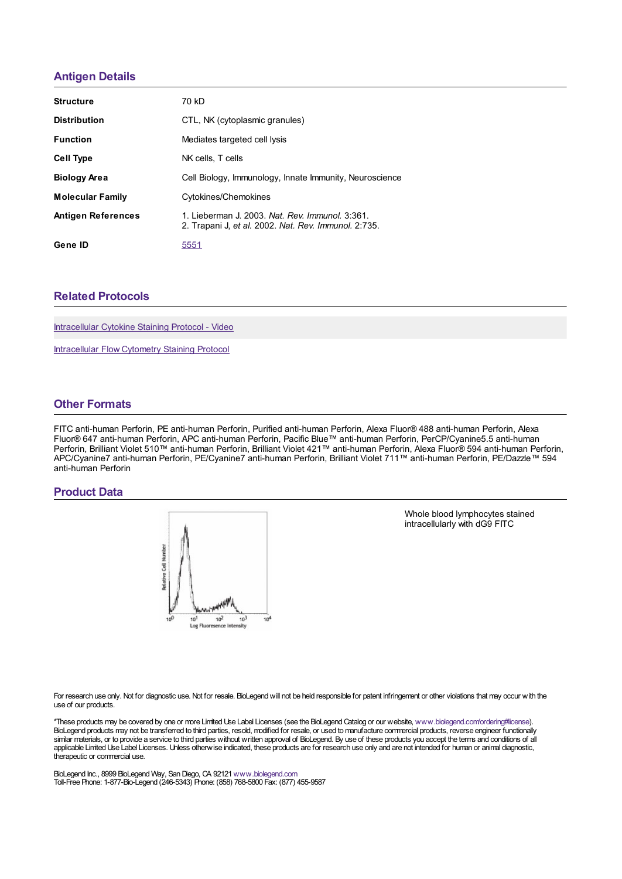## Antigen Details

| | |
|---|---|
| **Structure** | 70 kD |
| **Distribution** | CTL, NK (cytoplasmic granules) |
| **Function** | Mediates targeted cell lysis |
| **Cell Type** | NK cells, T cells |
| **Biology Area** | Cell Biology, Immunology, Innate Immunity, Neuroscience |
| **Molecular Family** | Cytokines/Chemokines |
| **Antigen References** | 1. Lieberman J. 2003. *Nat. Rev. Immunol.* 3:361.<br>2. Trapani J, *et al.* 2002. *Nat. Rev. Immunol.* 2:735. |
| **Gene ID** | 5551 |

## Related Protocols

Intracellular Cytokine Staining Protocol - Video

Intracellular Flow Cytometry Staining Protocol

## Other Formats

FITC anti-human Perforin, PE anti-human Perforin, Purified anti-human Perforin, Alexa Fluor® 488 anti-human Perforin, Alexa Fluor® 647 anti-human Perforin, APC anti-human Perforin, Pacific Blue™ anti-human Perforin, PerCP/Cyanine5.5 anti-human Perforin, Brilliant Violet 510™ anti-human Perforin, Brilliant Violet 421™ anti-human Perforin, Alexa Fluor® 594 anti-human Perforin, APC/Cyanine7 anti-human Perforin, PE/Cyanine7 anti-human Perforin, Brilliant Violet 711™ anti-human Perforin, PE/Dazzle™ 594 anti-human Perforin

## Product Data

Relative Cell Number

$10^0$ $10^1$ $10^2$ $10^3$ $10^4$

Log Fluoresence Intensity

Whole blood lymphocytes stained intracellularly with dG9 FITC

For research use only. Not for diagnostic use. Not for resale. BioLegend will not be held responsible for patent infringement or other violations that may occur with the use of our products.

*These products may be covered by one or more Limited Use Label Licenses (see the BioLegend Catalog or our website, www.biolegend.com/ordering#license). BioLegend products may not be transferred to third parties, resold, modified for resale, or used to manufacture commercial products, reverse engineer functionally similar materials, or to provide a service to third parties without written approval of BioLegend. By use of these products you accept the terms and conditions of all applicable Limited Use Label Licenses. Unless otherwise indicated, these products are for research use only and are not intended for human or animal diagnostic, therapeutic or commercial use.

BioLegend Inc., 8999 BioLegend Way, San Diego, CA 92121 www.biolegend.com
Toll-Free Phone: 1-877-Bio-Legend (246-5343) Phone: (858) 768-5800 Fax: (877) 455-9587